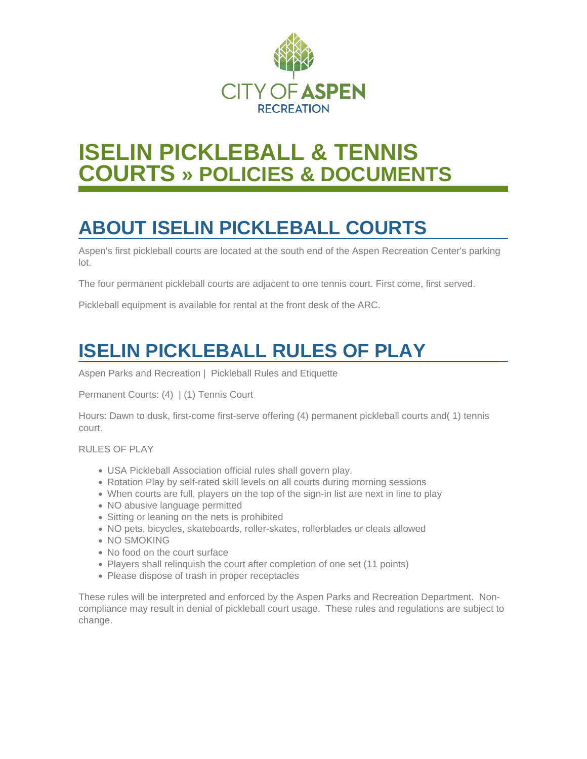CITY OF ASPEN
RECREATION

# ISELIN PICKLEBALL & TENNIS COURTS » POLICIES & DOCUMENTS

## ABOUT ISELIN PICKLEBALL COURTS

Aspen's first pickleball courts are located at the south end of the Aspen Recreation Center's parking lot.

The four permanent pickleball courts are adjacent to one tennis court. First come, first served.

Pickleball equipment is available for rental at the front desk of the ARC.

## ISELIN PICKLEBALL RULES OF PLAY

Aspen Parks and Recreation | Pickleball Rules and Etiquette

Permanent Courts: (4) | (1) Tennis Court

Hours: Dawn to dusk, first-come first-serve offering (4) permanent pickleball courts and( 1) tennis court.

RULES OF PLAY

- USA Pickleball Association official rules shall govern play.
- Rotation Play by self-rated skill levels on all courts during morning sessions
- When courts are full, players on the top of the sign-in list are next in line to play
- NO abusive language permitted
- Sitting or leaning on the nets is prohibited
- NO pets, bicycles, skateboards, roller-skates, rollerblades or cleats allowed
- NO SMOKING
- No food on the court surface
- Players shall relinquish the court after completion of one set (11 points)
- Please dispose of trash in proper receptacles

These rules will be interpreted and enforced by the Aspen Parks and Recreation Department. Non-compliance may result in denial of pickleball court usage. These rules and regulations are subject to change.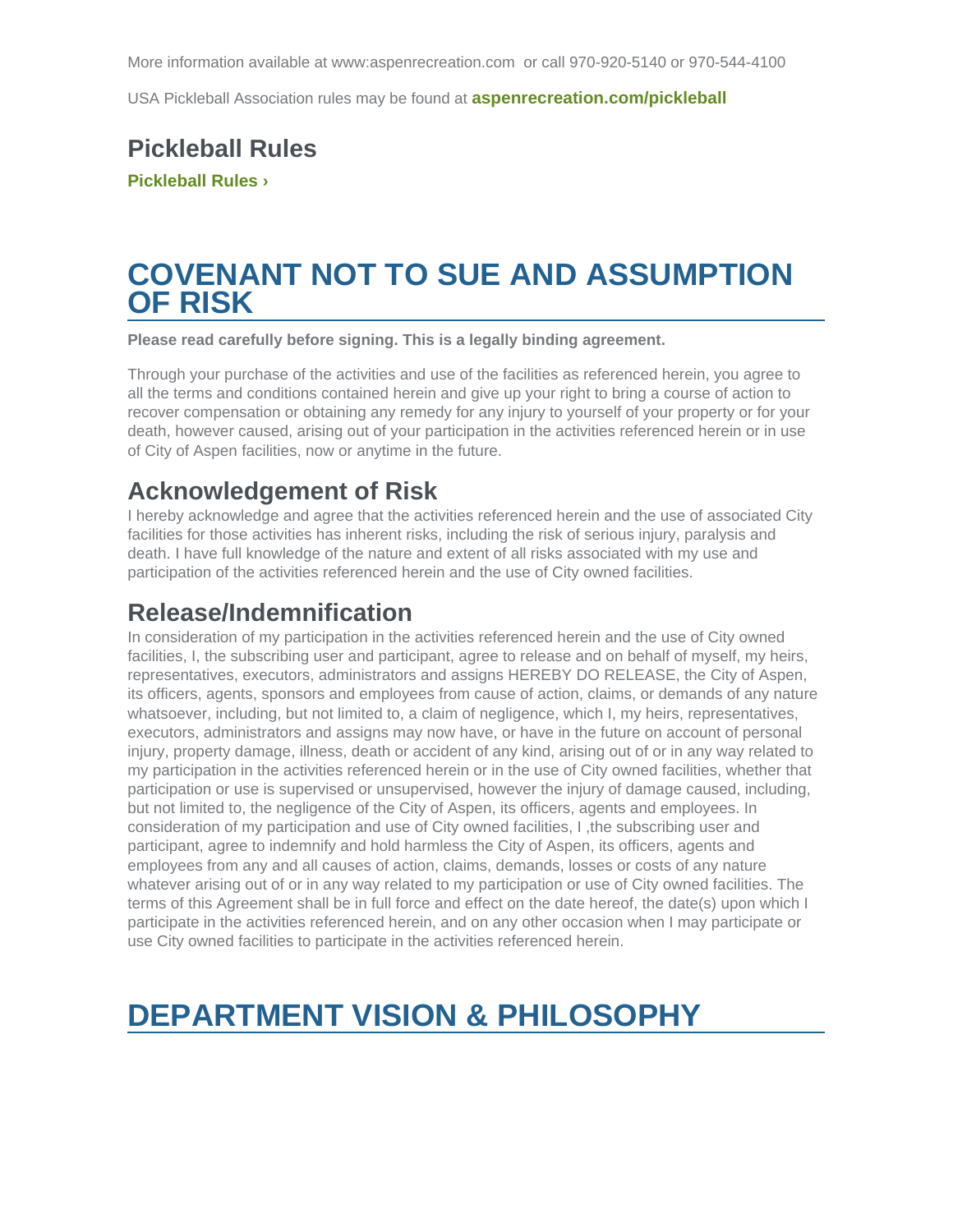More information available at www:aspenrecreation.com or call 970-920-5140 or 970-544-4100

USA Pickleball Association rules may be found at **aspenrecreation.com/pickleball**

## Pickleball Rules

**Pickleball Rules ›**

# COVENANT NOT TO SUE AND ASSUMPTION OF RISK

**Please read carefully before signing. This is a legally binding agreement.**

Through your purchase of the activities and use of the facilities as referenced herein, you agree to all the terms and conditions contained herein and give up your right to bring a course of action to recover compensation or obtaining any remedy for any injury to yourself of your property or for your death, however caused, arising out of your participation in the activities referenced herein or in use of City of Aspen facilities, now or anytime in the future.

## Acknowledgement of Risk

I hereby acknowledge and agree that the activities referenced herein and the use of associated City facilities for those activities has inherent risks, including the risk of serious injury, paralysis and death. I have full knowledge of the nature and extent of all risks associated with my use and participation of the activities referenced herein and the use of City owned facilities.

## Release/Indemnification

In consideration of my participation in the activities referenced herein and the use of City owned facilities, I, the subscribing user and participant, agree to release and on behalf of myself, my heirs, representatives, executors, administrators and assigns HEREBY DO RELEASE, the City of Aspen, its officers, agents, sponsors and employees from cause of action, claims, or demands of any nature whatsoever, including, but not limited to, a claim of negligence, which I, my heirs, representatives, executors, administrators and assigns may now have, or have in the future on account of personal injury, property damage, illness, death or accident of any kind, arising out of or in any way related to my participation in the activities referenced herein or in the use of City owned facilities, whether that participation or use is supervised or unsupervised, however the injury of damage caused, including, but not limited to, the negligence of the City of Aspen, its officers, agents and employees. In consideration of my participation and use of City owned facilities, I ,the subscribing user and participant, agree to indemnify and hold harmless the City of Aspen, its officers, agents and employees from any and all causes of action, claims, demands, losses or costs of any nature whatever arising out of or in any way related to my participation or use of City owned facilities. The terms of this Agreement shall be in full force and effect on the date hereof, the date(s) upon which I participate in the activities referenced herein, and on any other occasion when I may participate or use City owned facilities to participate in the activities referenced herein.

# DEPARTMENT VISION & PHILOSOPHY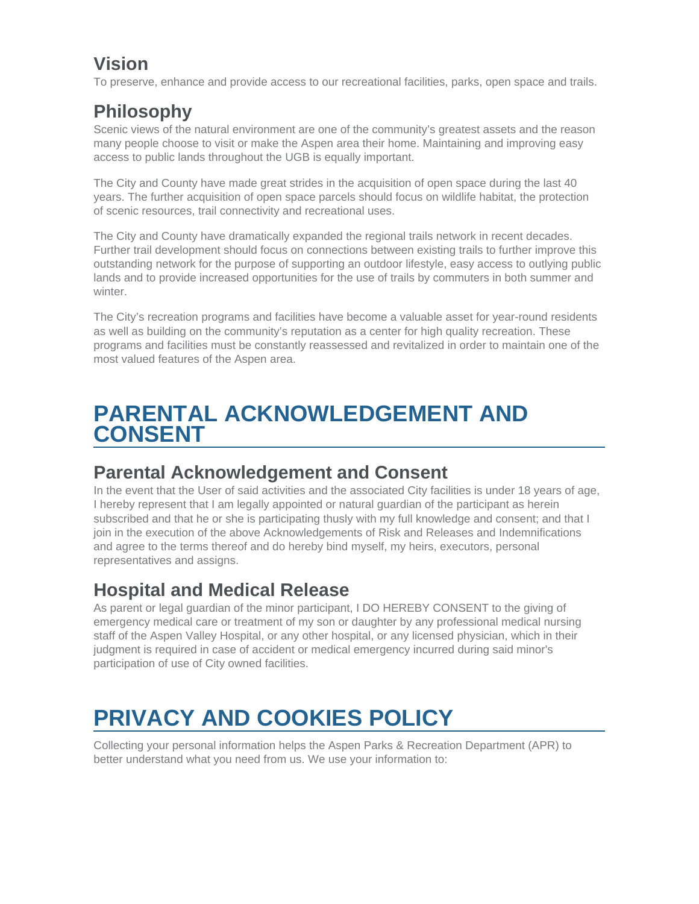## Vision

To preserve, enhance and provide access to our recreational facilities, parks, open space and trails.

## Philosophy

Scenic views of the natural environment are one of the community's greatest assets and the reason many people choose to visit or make the Aspen area their home. Maintaining and improving easy access to public lands throughout the UGB is equally important.

The City and County have made great strides in the acquisition of open space during the last 40 years. The further acquisition of open space parcels should focus on wildlife habitat, the protection of scenic resources, trail connectivity and recreational uses.

The City and County have dramatically expanded the regional trails network in recent decades. Further trail development should focus on connections between existing trails to further improve this outstanding network for the purpose of supporting an outdoor lifestyle, easy access to outlying public lands and to provide increased opportunities for the use of trails by commuters in both summer and winter.

The City's recreation programs and facilities have become a valuable asset for year-round residents as well as building on the community's reputation as a center for high quality recreation. These programs and facilities must be constantly reassessed and revitalized in order to maintain one of the most valued features of the Aspen area.

# PARENTAL ACKNOWLEDGEMENT AND CONSENT

## Parental Acknowledgement and Consent

In the event that the User of said activities and the associated City facilities is under 18 years of age, I hereby represent that I am legally appointed or natural guardian of the participant as herein subscribed and that he or she is participating thusly with my full knowledge and consent; and that I join in the execution of the above Acknowledgements of Risk and Releases and Indemnifications and agree to the terms thereof and do hereby bind myself, my heirs, executors, personal representatives and assigns.

## Hospital and Medical Release

As parent or legal guardian of the minor participant, I DO HEREBY CONSENT to the giving of emergency medical care or treatment of my son or daughter by any professional medical nursing staff of the Aspen Valley Hospital, or any other hospital, or any licensed physician, which in their judgment is required in case of accident or medical emergency incurred during said minor's participation of use of City owned facilities.

# PRIVACY AND COOKIES POLICY

Collecting your personal information helps the Aspen Parks & Recreation Department (APR) to better understand what you need from us. We use your information to: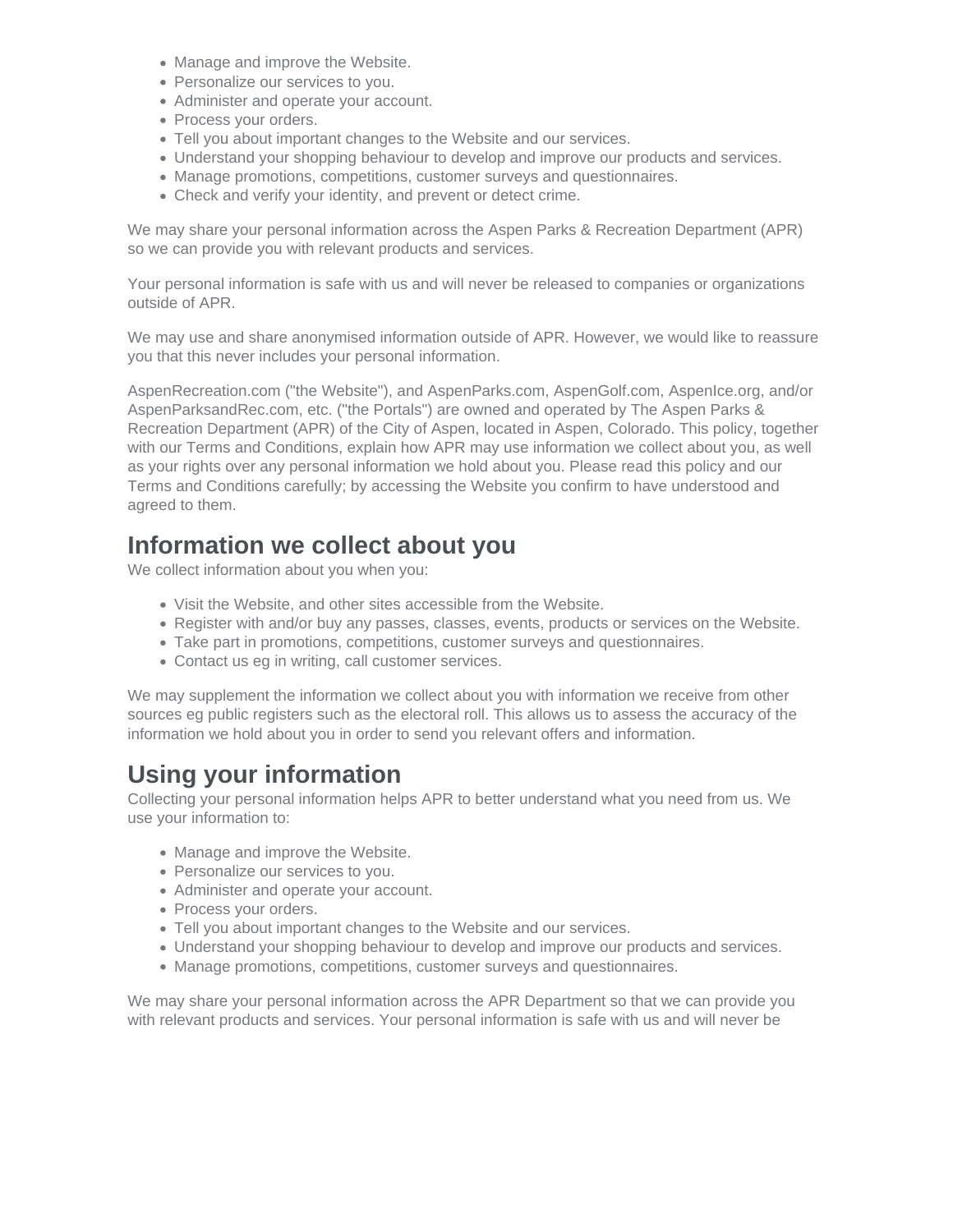- Manage and improve the Website.
- Personalize our services to you.
- Administer and operate your account.
- Process your orders.
- Tell you about important changes to the Website and our services.
- Understand your shopping behaviour to develop and improve our products and services.
- Manage promotions, competitions, customer surveys and questionnaires.
- Check and verify your identity, and prevent or detect crime.

We may share your personal information across the Aspen Parks & Recreation Department (APR) so we can provide you with relevant products and services.

Your personal information is safe with us and will never be released to companies or organizations outside of APR.

We may use and share anonymised information outside of APR. However, we would like to reassure you that this never includes your personal information.

AspenRecreation.com ("the Website"), and AspenParks.com, AspenGolf.com, AspenIce.org, and/or AspenParksandRec.com, etc. ("the Portals") are owned and operated by The Aspen Parks & Recreation Department (APR) of the City of Aspen, located in Aspen, Colorado. This policy, together with our Terms and Conditions, explain how APR may use information we collect about you, as well as your rights over any personal information we hold about you. Please read this policy and our Terms and Conditions carefully; by accessing the Website you confirm to have understood and agreed to them.

## Information we collect about you

We collect information about you when you:

- Visit the Website, and other sites accessible from the Website.
- Register with and/or buy any passes, classes, events, products or services on the Website.
- Take part in promotions, competitions, customer surveys and questionnaires.
- Contact us eg in writing, call customer services.

We may supplement the information we collect about you with information we receive from other sources eg public registers such as the electoral roll. This allows us to assess the accuracy of the information we hold about you in order to send you relevant offers and information.

## Using your information

Collecting your personal information helps APR to better understand what you need from us. We use your information to:

- Manage and improve the Website.
- Personalize our services to you.
- Administer and operate your account.
- Process your orders.
- Tell you about important changes to the Website and our services.
- Understand your shopping behaviour to develop and improve our products and services.
- Manage promotions, competitions, customer surveys and questionnaires.

We may share your personal information across the APR Department so that we can provide you with relevant products and services. Your personal information is safe with us and will never be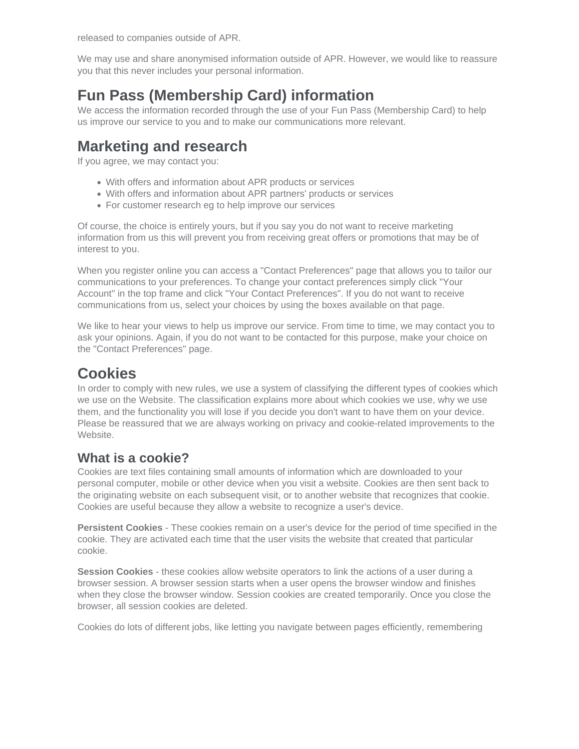released to companies outside of APR.

We may use and share anonymised information outside of APR. However, we would like to reassure you that this never includes your personal information.

## Fun Pass (Membership Card) information

We access the information recorded through the use of your Fun Pass (Membership Card) to help us improve our service to you and to make our communications more relevant.

## Marketing and research

If you agree, we may contact you:

- With offers and information about APR products or services
- With offers and information about APR partners' products or services
- For customer research eg to help improve our services

Of course, the choice is entirely yours, but if you say you do not want to receive marketing information from us this will prevent you from receiving great offers or promotions that may be of interest to you.

When you register online you can access a "Contact Preferences" page that allows you to tailor our communications to your preferences. To change your contact preferences simply click "Your Account" in the top frame and click "Your Contact Preferences". If you do not want to receive communications from us, select your choices by using the boxes available on that page.

We like to hear your views to help us improve our service. From time to time, we may contact you to ask your opinions. Again, if you do not want to be contacted for this purpose, make your choice on the "Contact Preferences" page.

## Cookies

In order to comply with new rules, we use a system of classifying the different types of cookies which we use on the Website. The classification explains more about which cookies we use, why we use them, and the functionality you will lose if you decide you don't want to have them on your device. Please be reassured that we are always working on privacy and cookie-related improvements to the Website.

### What is a cookie?

Cookies are text files containing small amounts of information which are downloaded to your personal computer, mobile or other device when you visit a website. Cookies are then sent back to the originating website on each subsequent visit, or to another website that recognizes that cookie. Cookies are useful because they allow a website to recognize a user's device.

**Persistent Cookies** - These cookies remain on a user's device for the period of time specified in the cookie. They are activated each time that the user visits the website that created that particular cookie.

**Session Cookies** - these cookies allow website operators to link the actions of a user during a browser session. A browser session starts when a user opens the browser window and finishes when they close the browser window. Session cookies are created temporarily. Once you close the browser, all session cookies are deleted.

Cookies do lots of different jobs, like letting you navigate between pages efficiently, remembering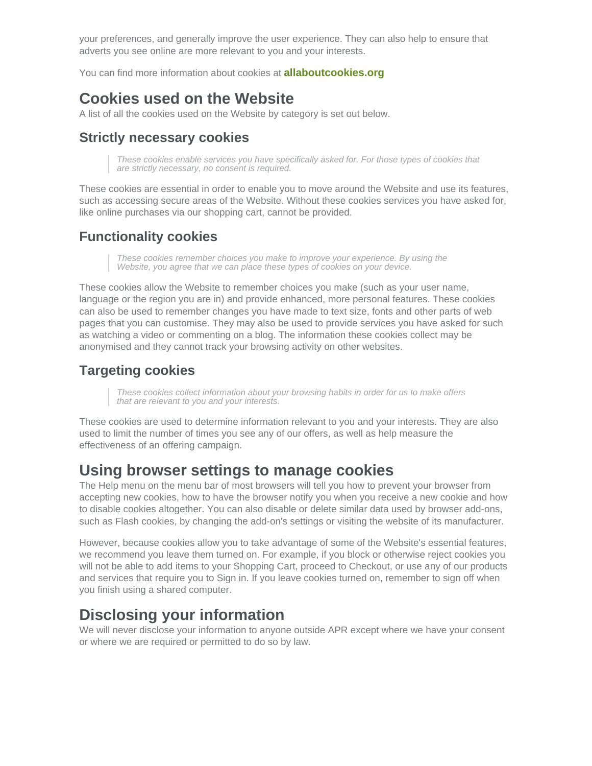your preferences, and generally improve the user experience. They can also help to ensure that adverts you see online are more relevant to you and your interests.

You can find more information about cookies at **allaboutcookies.org**

## Cookies used on the Website

A list of all the cookies used on the Website by category is set out below.

### Strictly necessary cookies

> *These cookies enable services you have specifically asked for. For those types of cookies that are strictly necessary, no consent is required.*

These cookies are essential in order to enable you to move around the Website and use its features, such as accessing secure areas of the Website. Without these cookies services you have asked for, like online purchases via our shopping cart, cannot be provided.

### Functionality cookies

> *These cookies remember choices you make to improve your experience. By using the Website, you agree that we can place these types of cookies on your device.*

These cookies allow the Website to remember choices you make (such as your user name, language or the region you are in) and provide enhanced, more personal features. These cookies can also be used to remember changes you have made to text size, fonts and other parts of web pages that you can customise. They may also be used to provide services you have asked for such as watching a video or commenting on a blog. The information these cookies collect may be anonymised and they cannot track your browsing activity on other websites.

### Targeting cookies

> *These cookies collect information about your browsing habits in order for us to make offers that are relevant to you and your interests.*

These cookies are used to determine information relevant to you and your interests. They are also used to limit the number of times you see any of our offers, as well as help measure the effectiveness of an offering campaign.

## Using browser settings to manage cookies

The Help menu on the menu bar of most browsers will tell you how to prevent your browser from accepting new cookies, how to have the browser notify you when you receive a new cookie and how to disable cookies altogether. You can also disable or delete similar data used by browser add-ons, such as Flash cookies, by changing the add-on's settings or visiting the website of its manufacturer.

However, because cookies allow you to take advantage of some of the Website's essential features, we recommend you leave them turned on. For example, if you block or otherwise reject cookies you will not be able to add items to your Shopping Cart, proceed to Checkout, or use any of our products and services that require you to Sign in. If you leave cookies turned on, remember to sign off when you finish using a shared computer.

## Disclosing your information

We will never disclose your information to anyone outside APR except where we have your consent or where we are required or permitted to do so by law.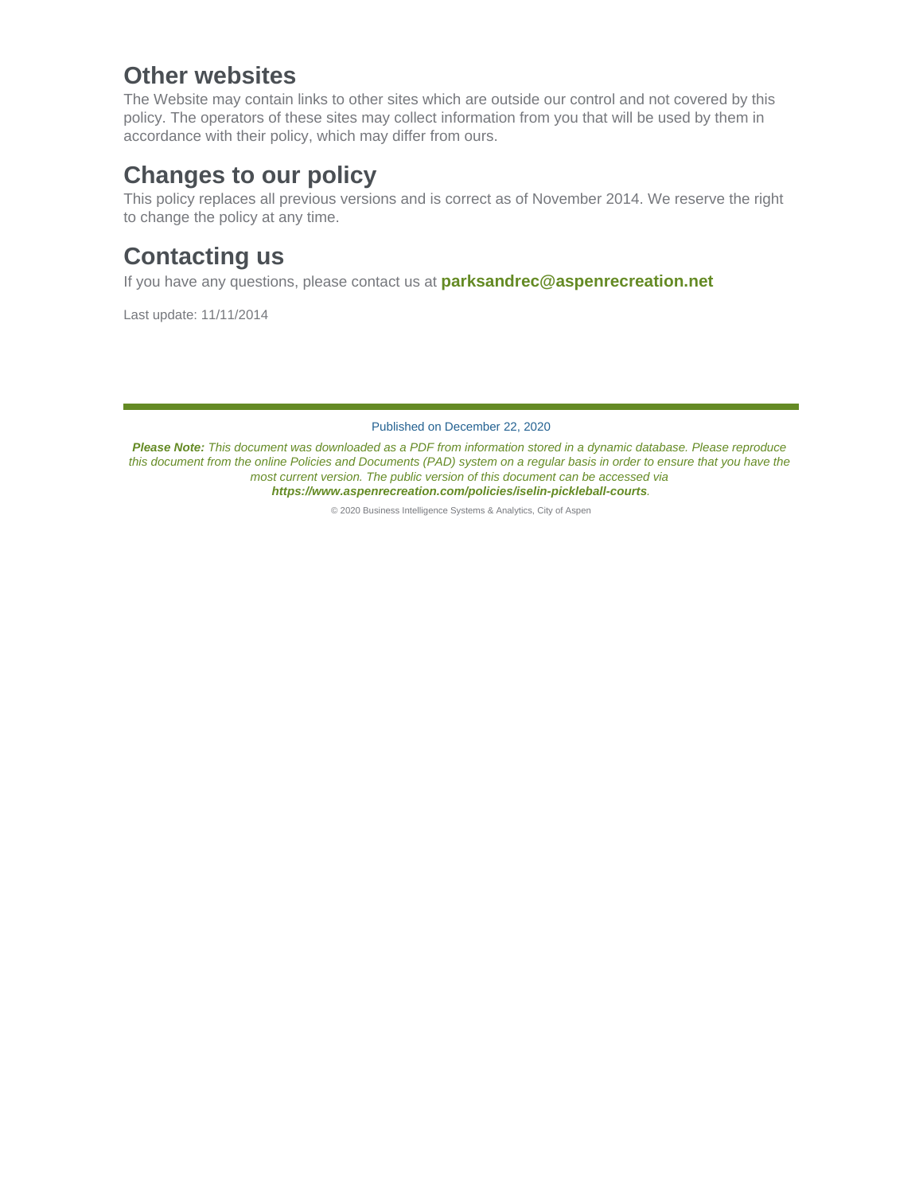## Other websites

The Website may contain links to other sites which are outside our control and not covered by this policy. The operators of these sites may collect information from you that will be used by them in accordance with their policy, which may differ from ours.

## Changes to our policy

This policy replaces all previous versions and is correct as of November 2014. We reserve the right to change the policy at any time.

## Contacting us

If you have any questions, please contact us at **parksandrec@aspenrecreation.net**

Last update: 11/11/2014

Published on December 22, 2020

***Please Note:** This document was downloaded as a PDF from information stored in a dynamic database. Please reproduce this document from the online Policies and Documents (PAD) system on a regular basis in order to ensure that you have the most current version. The public version of this document can be accessed via **https://www.aspenrecreation.com/policies/iselin-pickleball-courts**.*

© 2020 Business Intelligence Systems & Analytics, City of Aspen